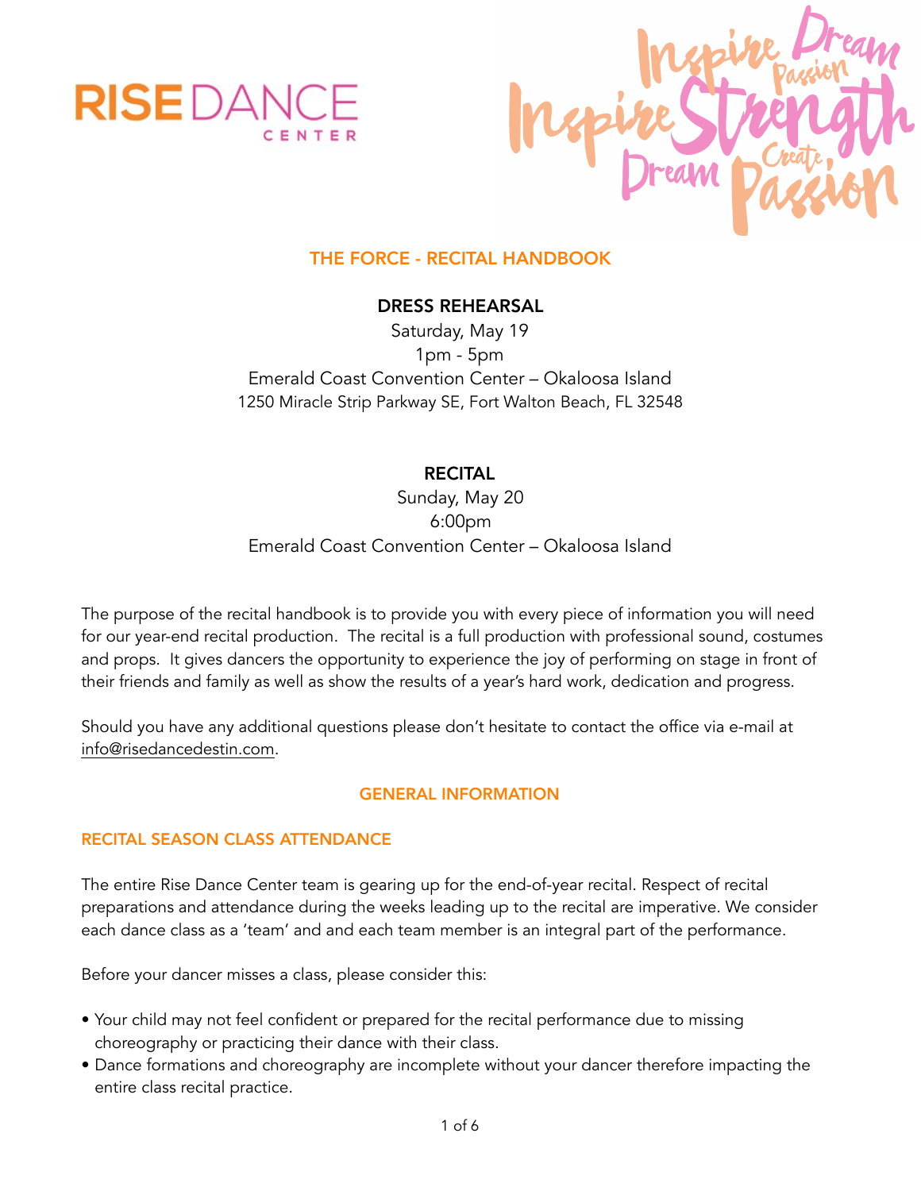RISE DANCE CENTER

# THE FORCE - RECITAL HANDBOOK

## DRESS REHEARSAL

Saturday, May 19
1pm - 5pm
Emerald Coast Convention Center – Okaloosa Island
1250 Miracle Strip Parkway SE, Fort Walton Beach, FL 32548

## RECITAL

Sunday, May 20
6:00pm
Emerald Coast Convention Center – Okaloosa Island

The purpose of the recital handbook is to provide you with every piece of information you will need for our year-end recital production. The recital is a full production with professional sound, costumes and props. It gives dancers the opportunity to experience the joy of performing on stage in front of their friends and family as well as show the results of a year's hard work, dedication and progress.

Should you have any additional questions please don't hesitate to contact the office via e-mail at info@risedancedestin.com.

## GENERAL INFORMATION

### RECITAL SEASON CLASS ATTENDANCE

The entire Rise Dance Center team is gearing up for the end-of-year recital. Respect of recital preparations and attendance during the weeks leading up to the recital are imperative. We consider each dance class as a 'team' and and each team member is an integral part of the performance.

Before your dancer misses a class, please consider this:

- Your child may not feel confident or prepared for the recital performance due to missing choreography or practicing their dance with their class.
- Dance formations and choreography are incomplete without your dancer therefore impacting the entire class recital practice.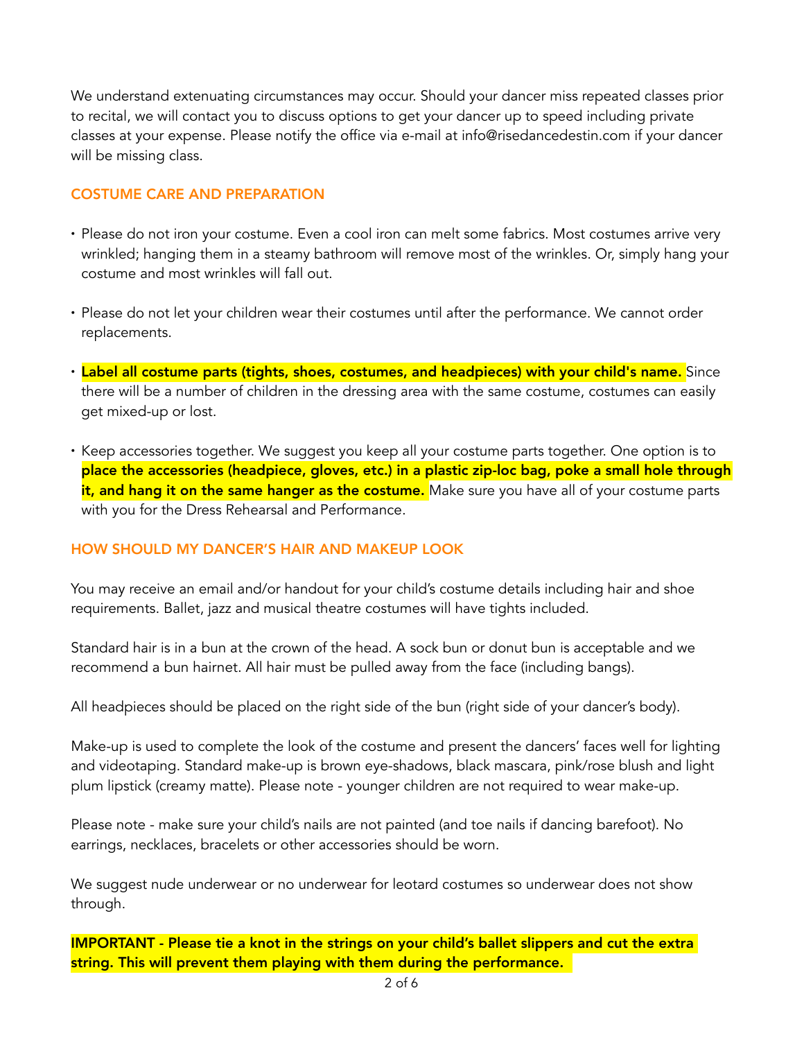We understand extenuating circumstances may occur. Should your dancer miss repeated classes prior to recital, we will contact you to discuss options to get your dancer up to speed including private classes at your expense. Please notify the office via e-mail at info@risedancedestin.com if your dancer will be missing class.

## COSTUME CARE AND PREPARATION

- Please do not iron your costume. Even a cool iron can melt some fabrics. Most costumes arrive very wrinkled; hanging them in a steamy bathroom will remove most of the wrinkles. Or, simply hang your costume and most wrinkles will fall out.
- Please do not let your children wear their costumes until after the performance. We cannot order replacements.
- **Label all costume parts (tights, shoes, costumes, and headpieces) with your child's name.** Since there will be a number of children in the dressing area with the same costume, costumes can easily get mixed-up or lost.
- Keep accessories together. We suggest you keep all your costume parts together. One option is to **place the accessories (headpiece, gloves, etc.) in a plastic zip-loc bag, poke a small hole through it, and hang it on the same hanger as the costume.** Make sure you have all of your costume parts with you for the Dress Rehearsal and Performance.

## HOW SHOULD MY DANCER'S HAIR AND MAKEUP LOOK

You may receive an email and/or handout for your child's costume details including hair and shoe requirements. Ballet, jazz and musical theatre costumes will have tights included.

Standard hair is in a bun at the crown of the head. A sock bun or donut bun is acceptable and we recommend a bun hairnet. All hair must be pulled away from the face (including bangs).

All headpieces should be placed on the right side of the bun (right side of your dancer's body).

Make-up is used to complete the look of the costume and present the dancers' faces well for lighting and videotaping. Standard make-up is brown eye-shadows, black mascara, pink/rose blush and light plum lipstick (creamy matte). Please note - younger children are not required to wear make-up.

Please note - make sure your child's nails are not painted (and toe nails if dancing barefoot). No earrings, necklaces, bracelets or other accessories should be worn.

We suggest nude underwear or no underwear for leotard costumes so underwear does not show through.

**IMPORTANT - Please tie a knot in the strings on your child's ballet slippers and cut the extra string. This will prevent them playing with them during the performance.**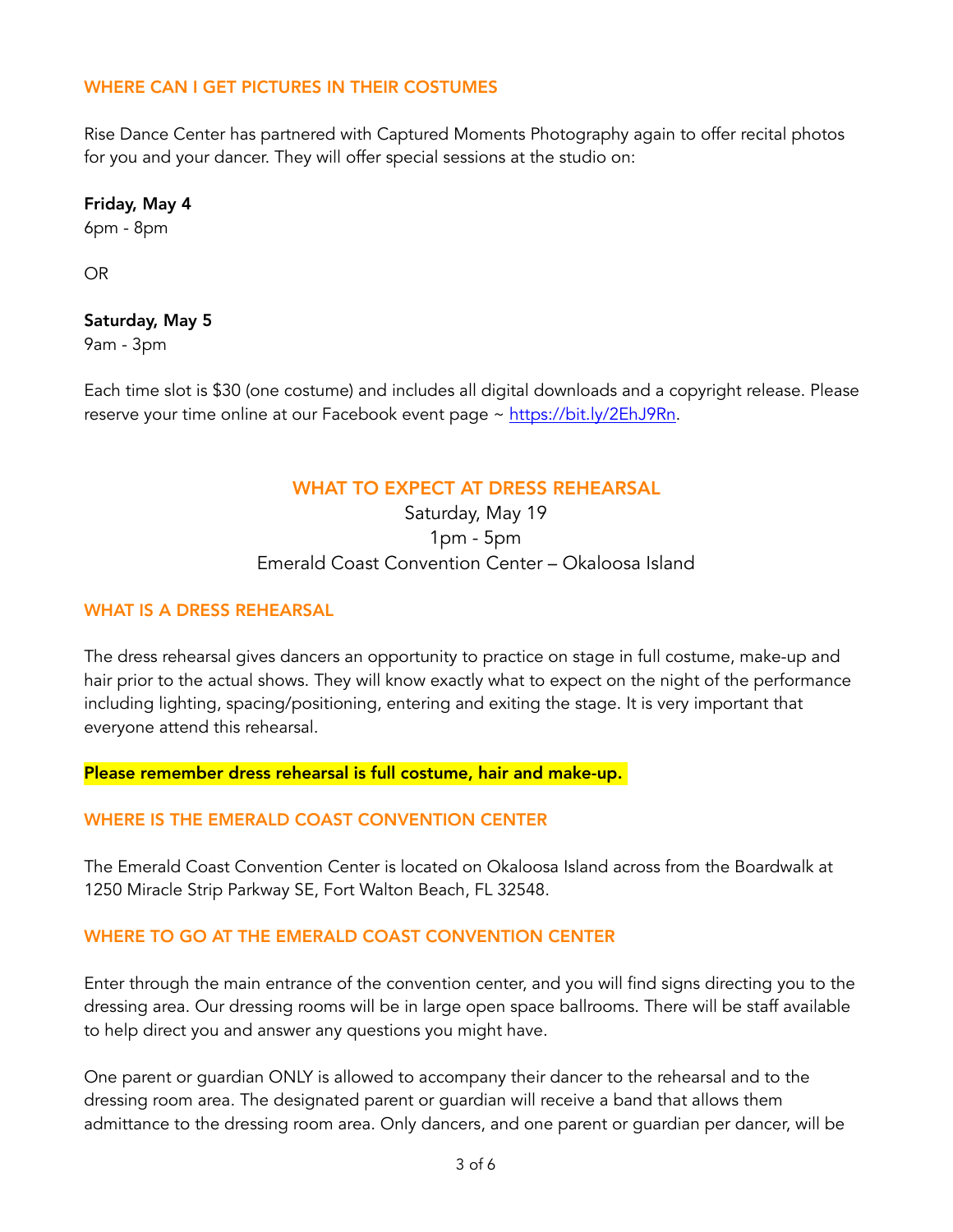## WHERE CAN I GET PICTURES IN THEIR COSTUMES

Rise Dance Center has partnered with Captured Moments Photography again to offer recital photos for you and your dancer. They will offer special sessions at the studio on:

**Friday, May 4**
6pm - 8pm

OR

**Saturday, May 5**
9am - 3pm

Each time slot is $30 (one costume) and includes all digital downloads and a copyright release. Please reserve your time online at our Facebook event page ~ [https://bit.ly/2EhJ9Rn](https://bit.ly/2EhJ9Rn).

## WHAT TO EXPECT AT DRESS REHEARSAL

Saturday, May 19
1pm - 5pm
Emerald Coast Convention Center – Okaloosa Island

## WHAT IS A DRESS REHEARSAL

The dress rehearsal gives dancers an opportunity to practice on stage in full costume, make-up and hair prior to the actual shows. They will know exactly what to expect on the night of the performance including lighting, spacing/positioning, entering and exiting the stage. It is very important that everyone attend this rehearsal.

**Please remember dress rehearsal is full costume, hair and make-up.**

## WHERE IS THE EMERALD COAST CONVENTION CENTER

The Emerald Coast Convention Center is located on Okaloosa Island across from the Boardwalk at 1250 Miracle Strip Parkway SE, Fort Walton Beach, FL 32548.

## WHERE TO GO AT THE EMERALD COAST CONVENTION CENTER

Enter through the main entrance of the convention center, and you will find signs directing you to the dressing area. Our dressing rooms will be in large open space ballrooms. There will be staff available to help direct you and answer any questions you might have.

One parent or guardian ONLY is allowed to accompany their dancer to the rehearsal and to the dressing room area. The designated parent or guardian will receive a band that allows them admittance to the dressing room area. Only dancers, and one parent or guardian per dancer, will be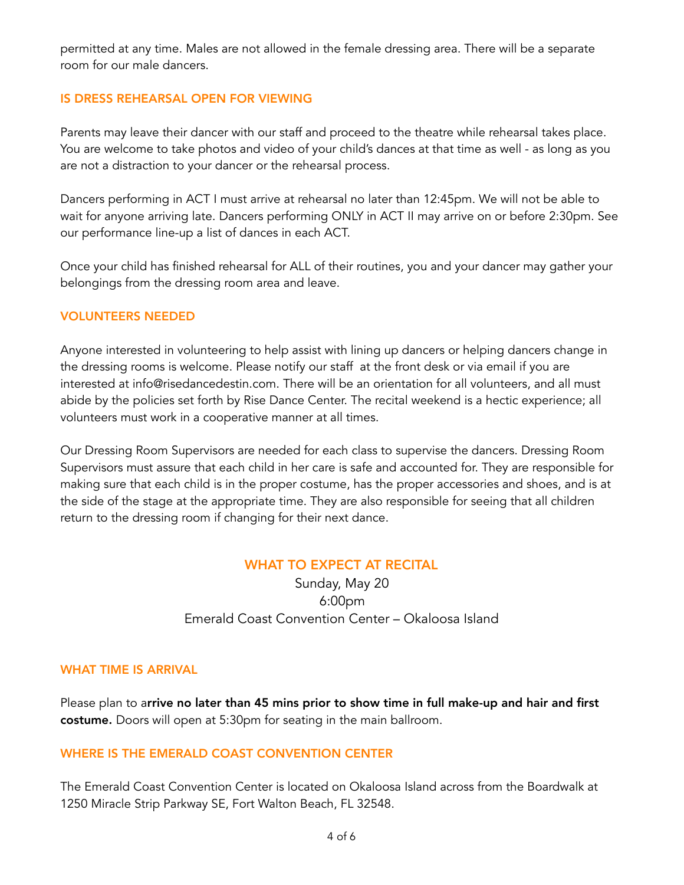permitted at any time. Males are not allowed in the female dressing area. There will be a separate room for our male dancers.

### IS DRESS REHEARSAL OPEN FOR VIEWING

Parents may leave their dancer with our staff and proceed to the theatre while rehearsal takes place. You are welcome to take photos and video of your child's dances at that time as well - as long as you are not a distraction to your dancer or the rehearsal process.

Dancers performing in ACT I must arrive at rehearsal no later than 12:45pm. We will not be able to wait for anyone arriving late. Dancers performing ONLY in ACT II may arrive on or before 2:30pm. See our performance line-up a list of dances in each ACT.

Once your child has finished rehearsal for ALL of their routines, you and your dancer may gather your belongings from the dressing room area and leave.

### VOLUNTEERS NEEDED

Anyone interested in volunteering to help assist with lining up dancers or helping dancers change in the dressing rooms is welcome. Please notify our staff at the front desk or via email if you are interested at info@risedancedestin.com. There will be an orientation for all volunteers, and all must abide by the policies set forth by Rise Dance Center. The recital weekend is a hectic experience; all volunteers must work in a cooperative manner at all times.

Our Dressing Room Supervisors are needed for each class to supervise the dancers. Dressing Room Supervisors must assure that each child in her care is safe and accounted for. They are responsible for making sure that each child is in the proper costume, has the proper accessories and shoes, and is at the side of the stage at the appropriate time. They are also responsible for seeing that all children return to the dressing room if changing for their next dance.

## WHAT TO EXPECT AT RECITAL

Sunday, May 20
6:00pm
Emerald Coast Convention Center – Okaloosa Island

### WHAT TIME IS ARRIVAL

Please plan to a**rrive no later than 45 mins prior to show time in full make-up and hair and first costume.** Doors will open at 5:30pm for seating in the main ballroom.

### WHERE IS THE EMERALD COAST CONVENTION CENTER

The Emerald Coast Convention Center is located on Okaloosa Island across from the Boardwalk at 1250 Miracle Strip Parkway SE, Fort Walton Beach, FL 32548.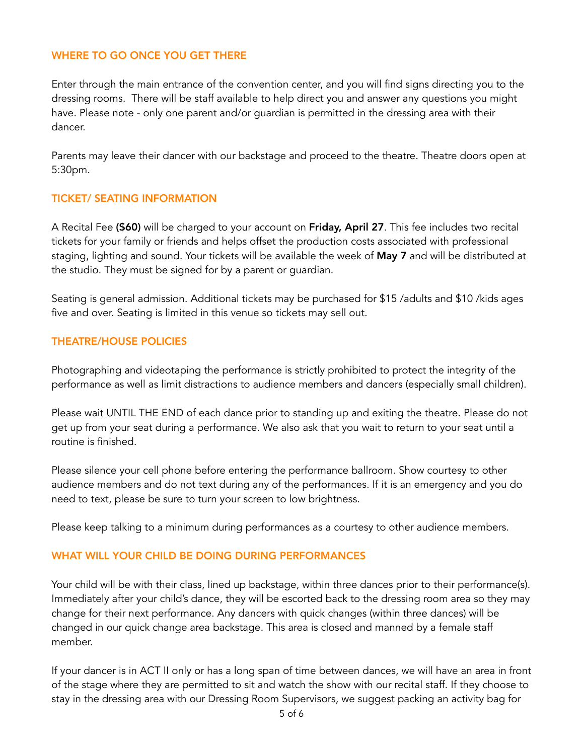## WHERE TO GO ONCE YOU GET THERE

Enter through the main entrance of the convention center, and you will find signs directing you to the dressing rooms. There will be staff available to help direct you and answer any questions you might have. Please note - only one parent and/or guardian is permitted in the dressing area with their dancer.

Parents may leave their dancer with our backstage and proceed to the theatre. Theatre doors open at 5:30pm.

## TICKET/ SEATING INFORMATION

A Recital Fee **($60)** will be charged to your account on **Friday, April 27**. This fee includes two recital tickets for your family or friends and helps offset the production costs associated with professional staging, lighting and sound. Your tickets will be available the week of **May 7** and will be distributed at the studio. They must be signed for by a parent or guardian.

Seating is general admission. Additional tickets may be purchased for $15 /adults and $10 /kids ages five and over. Seating is limited in this venue so tickets may sell out.

## THEATRE/HOUSE POLICIES

Photographing and videotaping the performance is strictly prohibited to protect the integrity of the performance as well as limit distractions to audience members and dancers (especially small children).

Please wait UNTIL THE END of each dance prior to standing up and exiting the theatre. Please do not get up from your seat during a performance. We also ask that you wait to return to your seat until a routine is finished.

Please silence your cell phone before entering the performance ballroom. Show courtesy to other audience members and do not text during any of the performances. If it is an emergency and you do need to text, please be sure to turn your screen to low brightness.

Please keep talking to a minimum during performances as a courtesy to other audience members.

## WHAT WILL YOUR CHILD BE DOING DURING PERFORMANCES

Your child will be with their class, lined up backstage, within three dances prior to their performance(s). Immediately after your child's dance, they will be escorted back to the dressing room area so they may change for their next performance. Any dancers with quick changes (within three dances) will be changed in our quick change area backstage. This area is closed and manned by a female staff member.

If your dancer is in ACT II only or has a long span of time between dances, we will have an area in front of the stage where they are permitted to sit and watch the show with our recital staff. If they choose to stay in the dressing area with our Dressing Room Supervisors, we suggest packing an activity bag for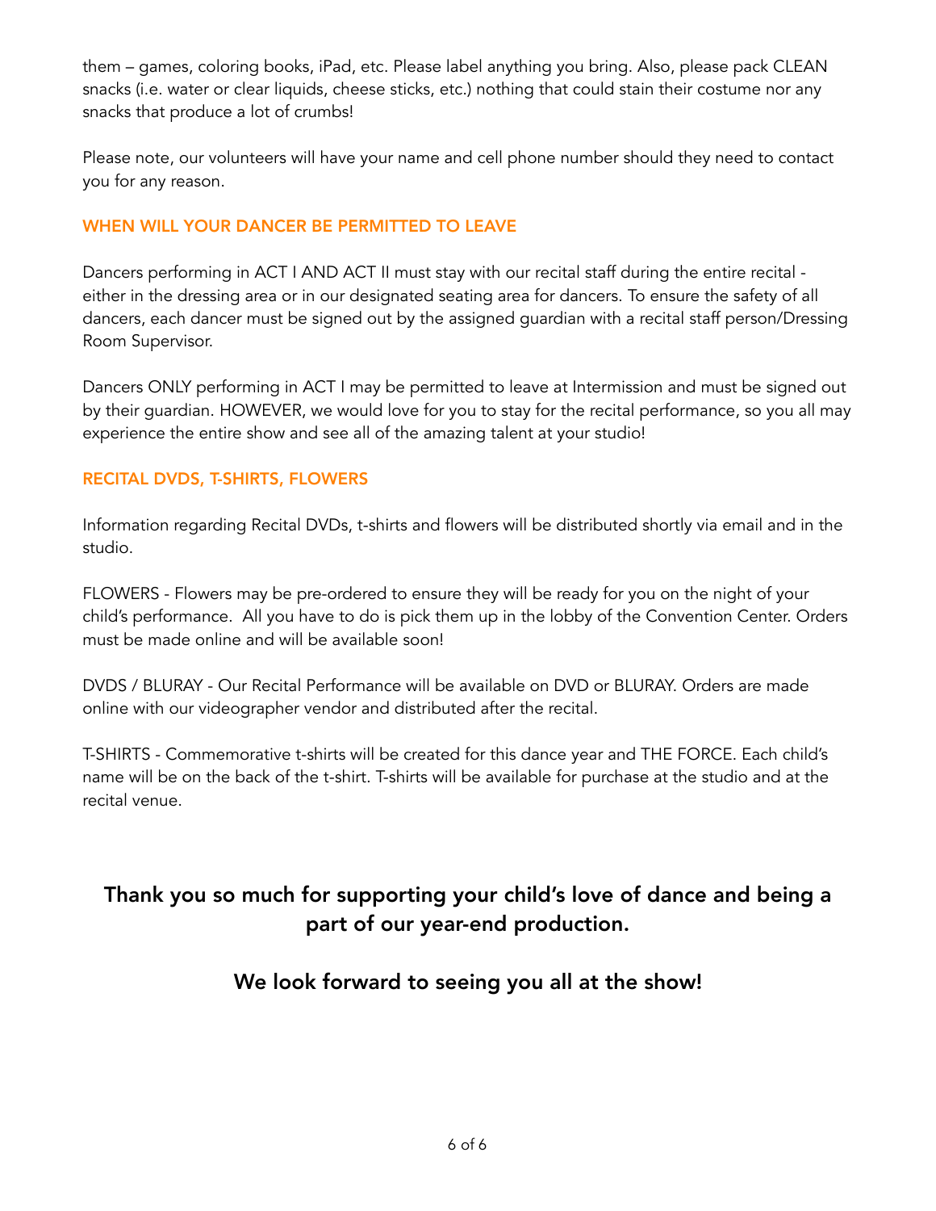them – games, coloring books, iPad, etc. Please label anything you bring. Also, please pack CLEAN snacks (i.e. water or clear liquids, cheese sticks, etc.) nothing that could stain their costume nor any snacks that produce a lot of crumbs!

Please note, our volunteers will have your name and cell phone number should they need to contact you for any reason.

## WHEN WILL YOUR DANCER BE PERMITTED TO LEAVE

Dancers performing in ACT I AND ACT II must stay with our recital staff during the entire recital - either in the dressing area or in our designated seating area for dancers. To ensure the safety of all dancers, each dancer must be signed out by the assigned guardian with a recital staff person/Dressing Room Supervisor.

Dancers ONLY performing in ACT I may be permitted to leave at Intermission and must be signed out by their guardian. HOWEVER, we would love for you to stay for the recital performance, so you all may experience the entire show and see all of the amazing talent at your studio!

## RECITAL DVDS, T-SHIRTS, FLOWERS

Information regarding Recital DVDs, t-shirts and flowers will be distributed shortly via email and in the studio.

FLOWERS - Flowers may be pre-ordered to ensure they will be ready for you on the night of your child's performance. All you have to do is pick them up in the lobby of the Convention Center. Orders must be made online and will be available soon!

DVDS / BLURAY - Our Recital Performance will be available on DVD or BLURAY. Orders are made online with our videographer vendor and distributed after the recital.

T-SHIRTS - Commemorative t-shirts will be created for this dance year and THE FORCE. Each child's name will be on the back of the t-shirt. T-shirts will be available for purchase at the studio and at the recital venue.

**Thank you so much for supporting your child's love of dance and being a part of our year-end production.**

**We look forward to seeing you all at the show!**